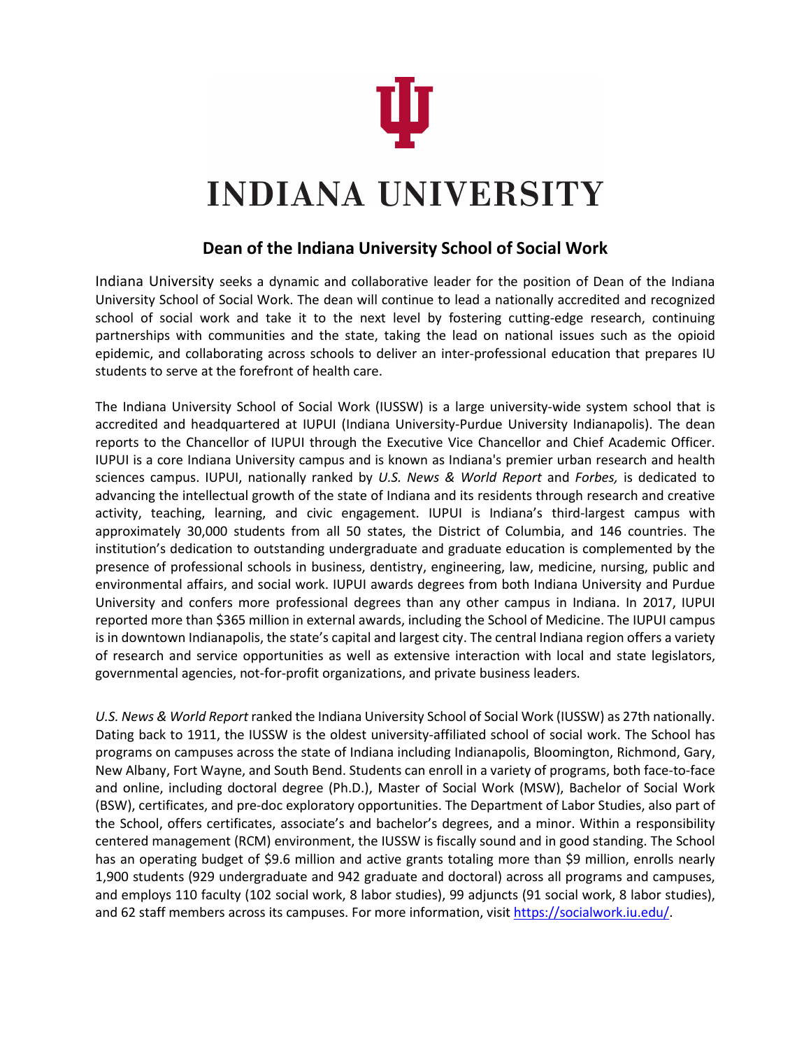# INDIANA UNIVERSITY

## Dean of the Indiana University School of Social Work

Indiana University seeks a dynamic and collaborative leader for the position of Dean of the Indiana University School of Social Work. The dean will continue to lead a nationally accredited and recognized school of social work and take it to the next level by fostering cutting-edge research, continuing partnerships with communities and the state, taking the lead on national issues such as the opioid epidemic, and collaborating across schools to deliver an inter-professional education that prepares IU students to serve at the forefront of health care.

The Indiana University School of Social Work (IUSSW) is a large university-wide system school that is accredited and headquartered at IUPUI (Indiana University-Purdue University Indianapolis). The dean reports to the Chancellor of IUPUI through the Executive Vice Chancellor and Chief Academic Officer. IUPUI is a core Indiana University campus and is known as Indiana's premier urban research and health sciences campus. IUPUI, nationally ranked by *U.S. News & World Report* and *Forbes,* is dedicated to advancing the intellectual growth of the state of Indiana and its residents through research and creative activity, teaching, learning, and civic engagement. IUPUI is Indiana's third-largest campus with approximately 30,000 students from all 50 states, the District of Columbia, and 146 countries. The institution's dedication to outstanding undergraduate and graduate education is complemented by the presence of professional schools in business, dentistry, engineering, law, medicine, nursing, public and environmental affairs, and social work. IUPUI awards degrees from both Indiana University and Purdue University and confers more professional degrees than any other campus in Indiana. In 2017, IUPUI reported more than $365 million in external awards, including the School of Medicine. The IUPUI campus is in downtown Indianapolis, the state's capital and largest city. The central Indiana region offers a variety of research and service opportunities as well as extensive interaction with local and state legislators, governmental agencies, not-for-profit organizations, and private business leaders.

*U.S. News & World Report* ranked the Indiana University School of Social Work (IUSSW) as 27th nationally. Dating back to 1911, the IUSSW is the oldest university-affiliated school of social work. The School has programs on campuses across the state of Indiana including Indianapolis, Bloomington, Richmond, Gary, New Albany, Fort Wayne, and South Bend. Students can enroll in a variety of programs, both face-to-face and online, including doctoral degree (Ph.D.), Master of Social Work (MSW), Bachelor of Social Work (BSW), certificates, and pre-doc exploratory opportunities. The Department of Labor Studies, also part of the School, offers certificates, associate's and bachelor's degrees, and a minor. Within a responsibility centered management (RCM) environment, the IUSSW is fiscally sound and in good standing. The School has an operating budget of $9.6 million and active grants totaling more than $9 million, enrolls nearly 1,900 students (929 undergraduate and 942 graduate and doctoral) across all programs and campuses, and employs 110 faculty (102 social work, 8 labor studies), 99 adjuncts (91 social work, 8 labor studies), and 62 staff members across its campuses. For more information, visit [https://socialwork.iu.edu/](https://socialwork.iu.edu/).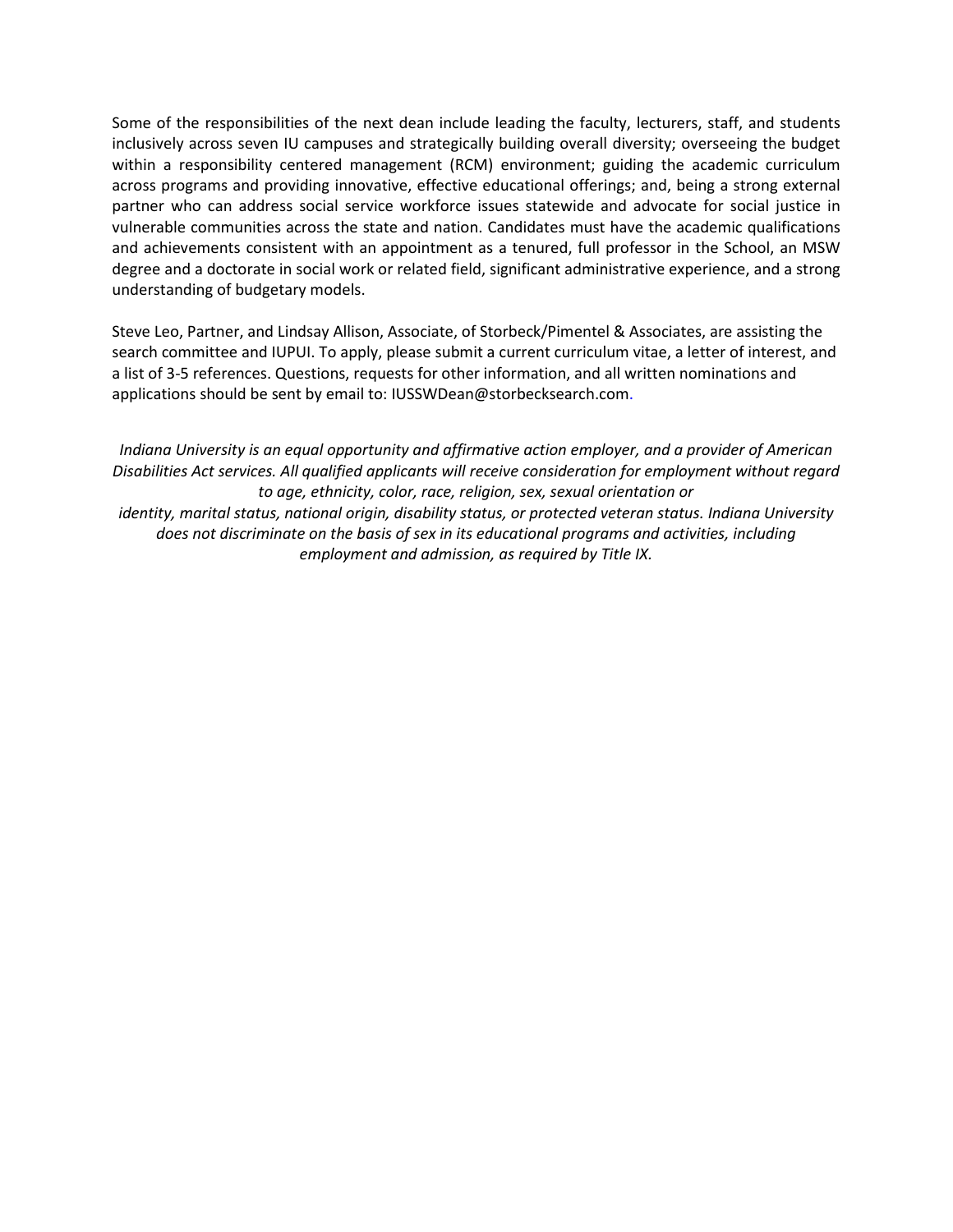Some of the responsibilities of the next dean include leading the faculty, lecturers, staff, and students inclusively across seven IU campuses and strategically building overall diversity; overseeing the budget within a responsibility centered management (RCM) environment; guiding the academic curriculum across programs and providing innovative, effective educational offerings; and, being a strong external partner who can address social service workforce issues statewide and advocate for social justice in vulnerable communities across the state and nation. Candidates must have the academic qualifications and achievements consistent with an appointment as a tenured, full professor in the School, an MSW degree and a doctorate in social work or related field, significant administrative experience, and a strong understanding of budgetary models.

Steve Leo, Partner, and Lindsay Allison, Associate, of Storbeck/Pimentel & Associates, are assisting the search committee and IUPUI. To apply, please submit a current curriculum vitae, a letter of interest, and a list of 3-5 references. Questions, requests for other information, and all written nominations and applications should be sent by email to: IUSSWDean@storbecksearch.com.

*Indiana University is an equal opportunity and affirmative action employer, and a provider of American Disabilities Act services. All qualified applicants will receive consideration for employment without regard to age, ethnicity, color, race, religion, sex, sexual orientation or identity, marital status, national origin, disability status, or protected veteran status. Indiana University does not discriminate on the basis of sex in its educational programs and activities, including employment and admission, as required by Title IX.*